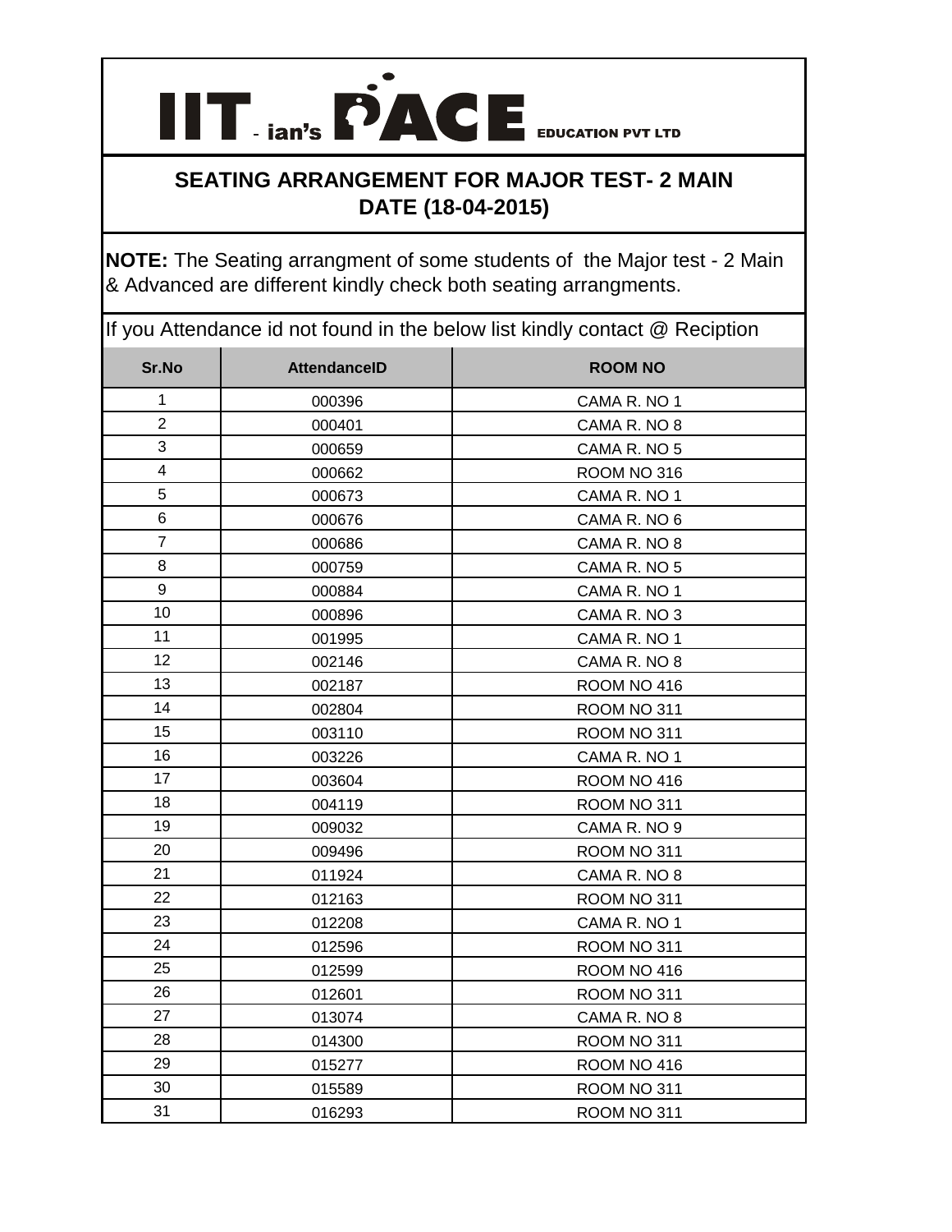# IIT - ian's PACE EDUCATION PVT LTD

## SEATING ARRANGEMENT FOR MAJOR TEST- 2 MAIN DATE (18-04-2015)

**NOTE:** The Seating arrangment of some students of the Major test - 2 Main & Advanced are different kindly check both seating arrangments.

If you Attendance id not found in the below list kindly contact @ Reciption

| Sr.No | AttendanceID | ROOM NO |
|---|---|---|
| 1 | 000396 | CAMA R. NO 1 |
| 2 | 000401 | CAMA R. NO 8 |
| 3 | 000659 | CAMA R. NO 5 |
| 4 | 000662 | ROOM NO 316 |
| 5 | 000673 | CAMA R. NO 1 |
| 6 | 000676 | CAMA R. NO 6 |
| 7 | 000686 | CAMA R. NO 8 |
| 8 | 000759 | CAMA R. NO 5 |
| 9 | 000884 | CAMA R. NO 1 |
| 10 | 000896 | CAMA R. NO 3 |
| 11 | 001995 | CAMA R. NO 1 |
| 12 | 002146 | CAMA R. NO 8 |
| 13 | 002187 | ROOM NO 416 |
| 14 | 002804 | ROOM NO 311 |
| 15 | 003110 | ROOM NO 311 |
| 16 | 003226 | CAMA R. NO 1 |
| 17 | 003604 | ROOM NO 416 |
| 18 | 004119 | ROOM NO 311 |
| 19 | 009032 | CAMA R. NO 9 |
| 20 | 009496 | ROOM NO 311 |
| 21 | 011924 | CAMA R. NO 8 |
| 22 | 012163 | ROOM NO 311 |
| 23 | 012208 | CAMA R. NO 1 |
| 24 | 012596 | ROOM NO 311 |
| 25 | 012599 | ROOM NO 416 |
| 26 | 012601 | ROOM NO 311 |
| 27 | 013074 | CAMA R. NO 8 |
| 28 | 014300 | ROOM NO 311 |
| 29 | 015277 | ROOM NO 416 |
| 30 | 015589 | ROOM NO 311 |
| 31 | 016293 | ROOM NO 311 |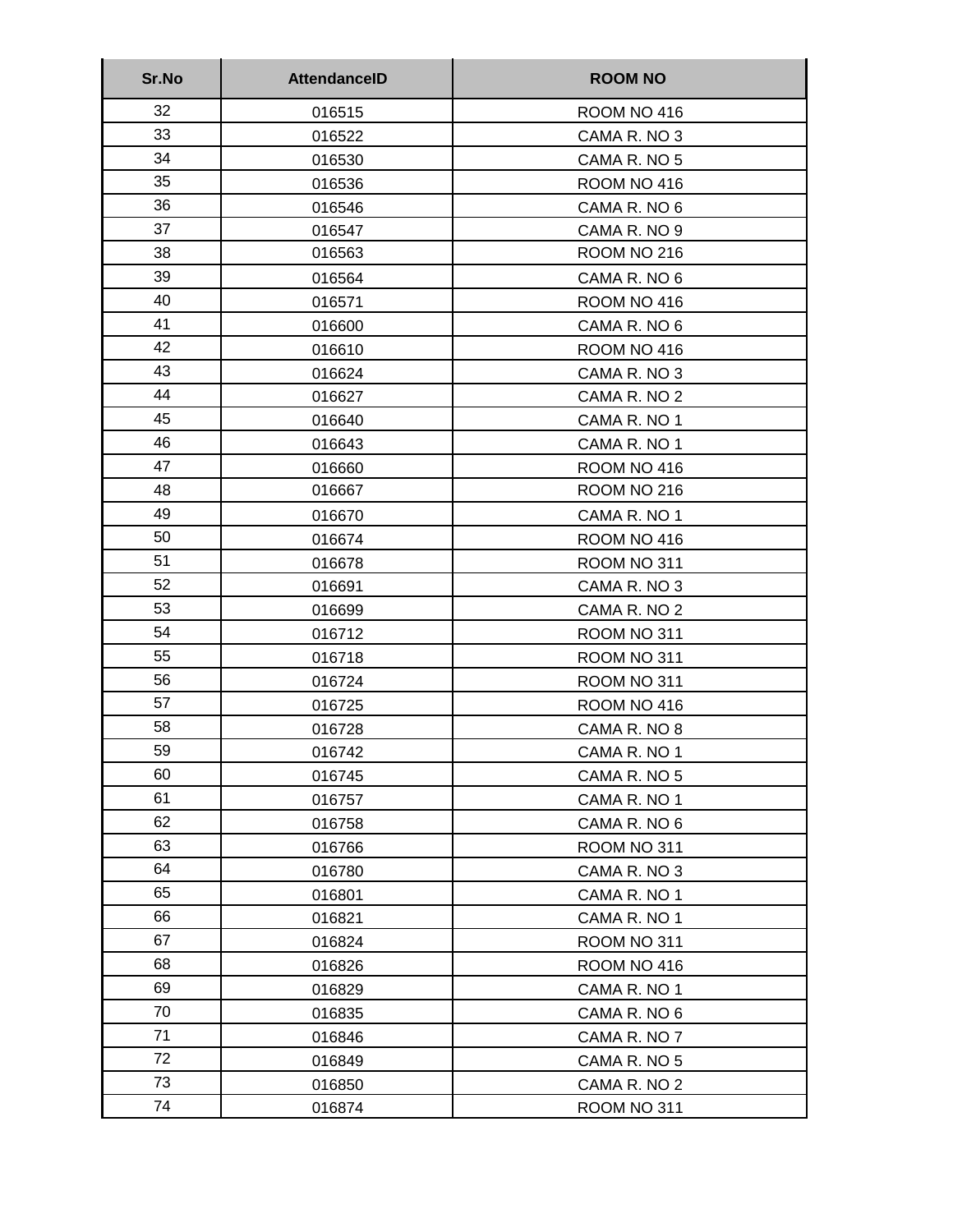| Sr.No | AttendanceID | ROOM NO |
|---|---|---|
| 32 | 016515 | ROOM NO 416 |
| 33 | 016522 | CAMA R. NO 3 |
| 34 | 016530 | CAMA R. NO 5 |
| 35 | 016536 | ROOM NO 416 |
| 36 | 016546 | CAMA R. NO 6 |
| 37 | 016547 | CAMA R. NO 9 |
| 38 | 016563 | ROOM NO 216 |
| 39 | 016564 | CAMA R. NO 6 |
| 40 | 016571 | ROOM NO 416 |
| 41 | 016600 | CAMA R. NO 6 |
| 42 | 016610 | ROOM NO 416 |
| 43 | 016624 | CAMA R. NO 3 |
| 44 | 016627 | CAMA R. NO 2 |
| 45 | 016640 | CAMA R. NO 1 |
| 46 | 016643 | CAMA R. NO 1 |
| 47 | 016660 | ROOM NO 416 |
| 48 | 016667 | ROOM NO 216 |
| 49 | 016670 | CAMA R. NO 1 |
| 50 | 016674 | ROOM NO 416 |
| 51 | 016678 | ROOM NO 311 |
| 52 | 016691 | CAMA R. NO 3 |
| 53 | 016699 | CAMA R. NO 2 |
| 54 | 016712 | ROOM NO 311 |
| 55 | 016718 | ROOM NO 311 |
| 56 | 016724 | ROOM NO 311 |
| 57 | 016725 | ROOM NO 416 |
| 58 | 016728 | CAMA R. NO 8 |
| 59 | 016742 | CAMA R. NO 1 |
| 60 | 016745 | CAMA R. NO 5 |
| 61 | 016757 | CAMA R. NO 1 |
| 62 | 016758 | CAMA R. NO 6 |
| 63 | 016766 | ROOM NO 311 |
| 64 | 016780 | CAMA R. NO 3 |
| 65 | 016801 | CAMA R. NO 1 |
| 66 | 016821 | CAMA R. NO 1 |
| 67 | 016824 | ROOM NO 311 |
| 68 | 016826 | ROOM NO 416 |
| 69 | 016829 | CAMA R. NO 1 |
| 70 | 016835 | CAMA R. NO 6 |
| 71 | 016846 | CAMA R. NO 7 |
| 72 | 016849 | CAMA R. NO 5 |
| 73 | 016850 | CAMA R. NO 2 |
| 74 | 016874 | ROOM NO 311 |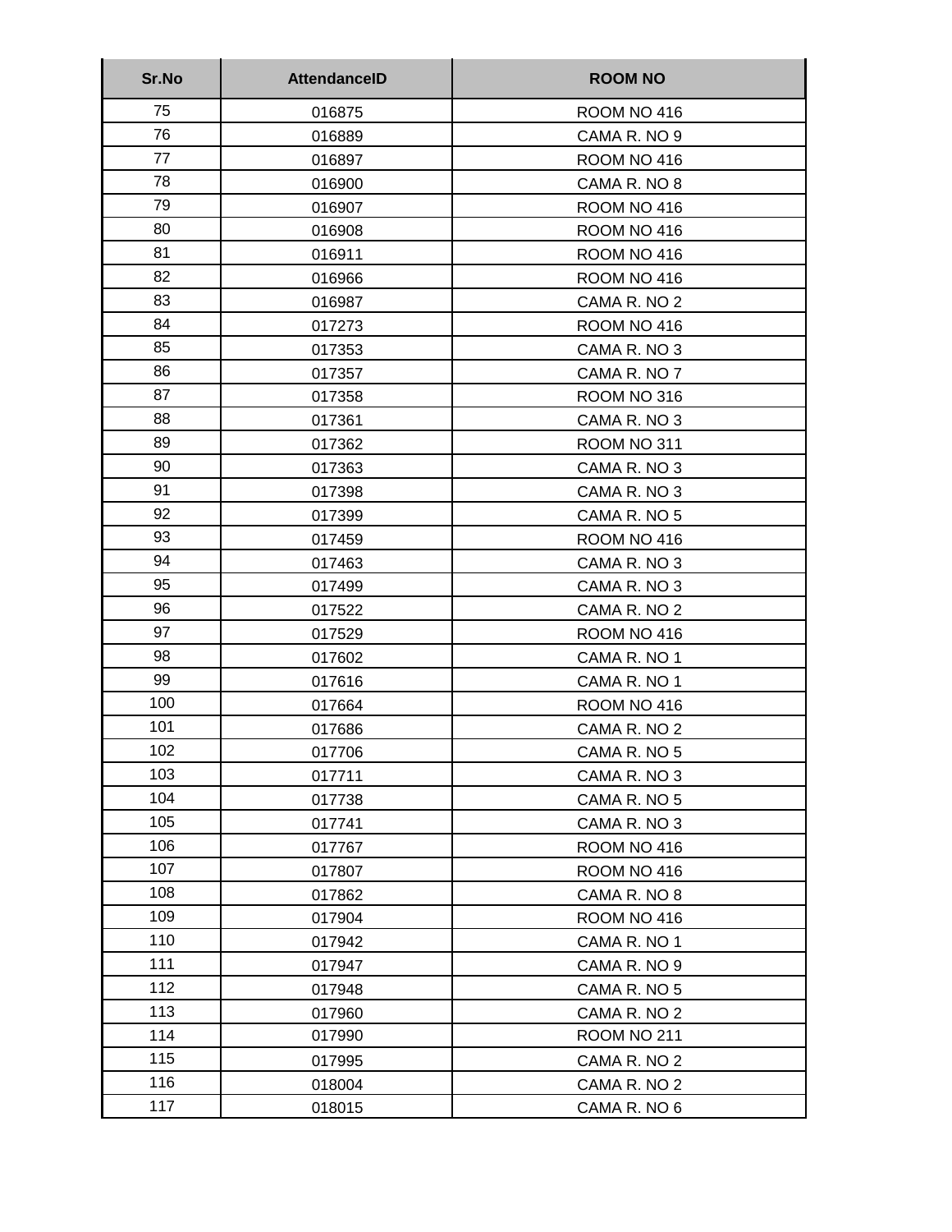| Sr.No | AttendanceID | ROOM NO |
|---|---|---|
| 75 | 016875 | ROOM NO 416 |
| 76 | 016889 | CAMA R. NO 9 |
| 77 | 016897 | ROOM NO 416 |
| 78 | 016900 | CAMA R. NO 8 |
| 79 | 016907 | ROOM NO 416 |
| 80 | 016908 | ROOM NO 416 |
| 81 | 016911 | ROOM NO 416 |
| 82 | 016966 | ROOM NO 416 |
| 83 | 016987 | CAMA R. NO 2 |
| 84 | 017273 | ROOM NO 416 |
| 85 | 017353 | CAMA R. NO 3 |
| 86 | 017357 | CAMA R. NO 7 |
| 87 | 017358 | ROOM NO 316 |
| 88 | 017361 | CAMA R. NO 3 |
| 89 | 017362 | ROOM NO 311 |
| 90 | 017363 | CAMA R. NO 3 |
| 91 | 017398 | CAMA R. NO 3 |
| 92 | 017399 | CAMA R. NO 5 |
| 93 | 017459 | ROOM NO 416 |
| 94 | 017463 | CAMA R. NO 3 |
| 95 | 017499 | CAMA R. NO 3 |
| 96 | 017522 | CAMA R. NO 2 |
| 97 | 017529 | ROOM NO 416 |
| 98 | 017602 | CAMA R. NO 1 |
| 99 | 017616 | CAMA R. NO 1 |
| 100 | 017664 | ROOM NO 416 |
| 101 | 017686 | CAMA R. NO 2 |
| 102 | 017706 | CAMA R. NO 5 |
| 103 | 017711 | CAMA R. NO 3 |
| 104 | 017738 | CAMA R. NO 5 |
| 105 | 017741 | CAMA R. NO 3 |
| 106 | 017767 | ROOM NO 416 |
| 107 | 017807 | ROOM NO 416 |
| 108 | 017862 | CAMA R. NO 8 |
| 109 | 017904 | ROOM NO 416 |
| 110 | 017942 | CAMA R. NO 1 |
| 111 | 017947 | CAMA R. NO 9 |
| 112 | 017948 | CAMA R. NO 5 |
| 113 | 017960 | CAMA R. NO 2 |
| 114 | 017990 | ROOM NO 211 |
| 115 | 017995 | CAMA R. NO 2 |
| 116 | 018004 | CAMA R. NO 2 |
| 117 | 018015 | CAMA R. NO 6 |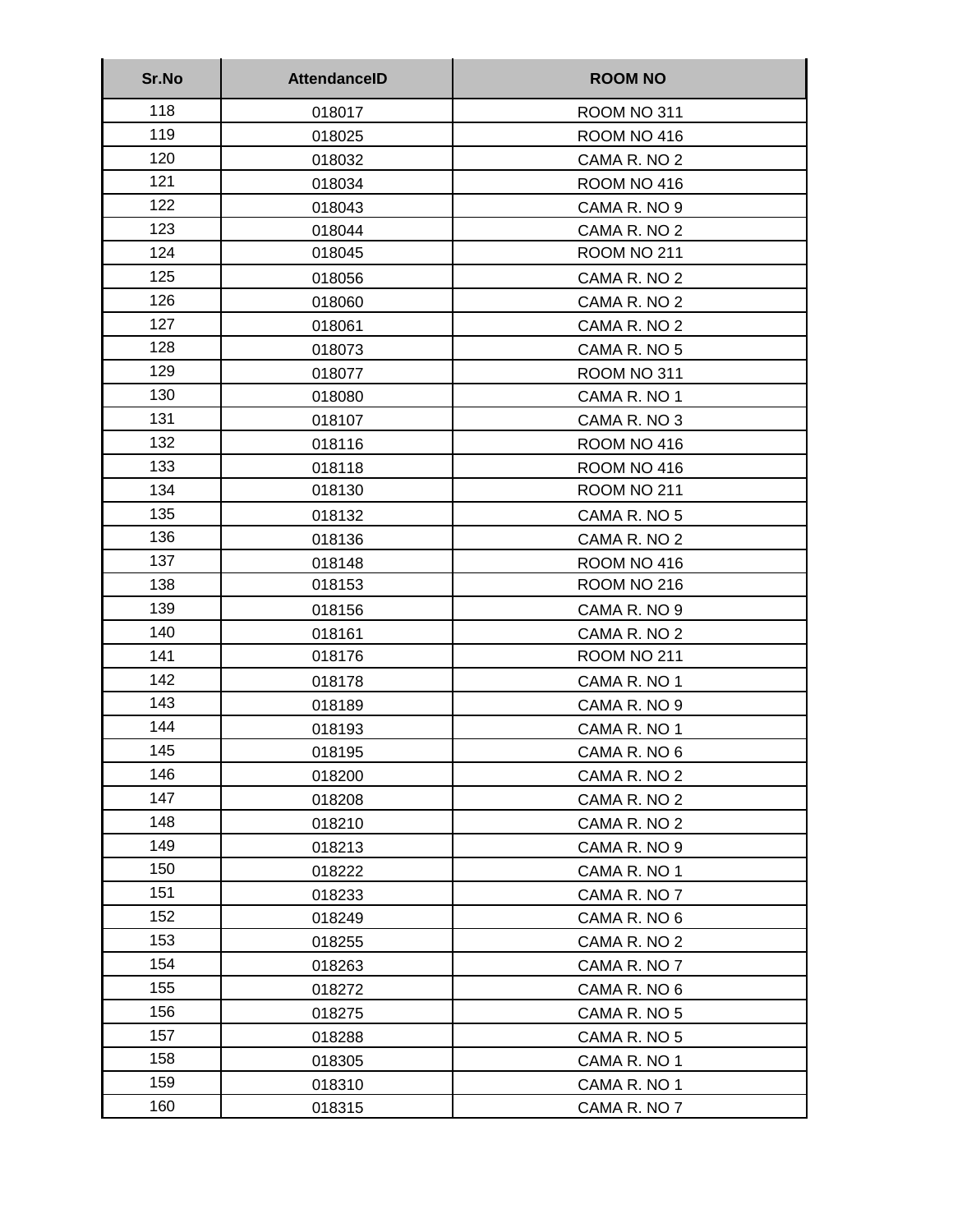| Sr.No | AttendanceID | ROOM NO |
|---|---|---|
| 118 | 018017 | ROOM NO 311 |
| 119 | 018025 | ROOM NO 416 |
| 120 | 018032 | CAMA R. NO 2 |
| 121 | 018034 | ROOM NO 416 |
| 122 | 018043 | CAMA R. NO 9 |
| 123 | 018044 | CAMA R. NO 2 |
| 124 | 018045 | ROOM NO 211 |
| 125 | 018056 | CAMA R. NO 2 |
| 126 | 018060 | CAMA R. NO 2 |
| 127 | 018061 | CAMA R. NO 2 |
| 128 | 018073 | CAMA R. NO 5 |
| 129 | 018077 | ROOM NO 311 |
| 130 | 018080 | CAMA R. NO 1 |
| 131 | 018107 | CAMA R. NO 3 |
| 132 | 018116 | ROOM NO 416 |
| 133 | 018118 | ROOM NO 416 |
| 134 | 018130 | ROOM NO 211 |
| 135 | 018132 | CAMA R. NO 5 |
| 136 | 018136 | CAMA R. NO 2 |
| 137 | 018148 | ROOM NO 416 |
| 138 | 018153 | ROOM NO 216 |
| 139 | 018156 | CAMA R. NO 9 |
| 140 | 018161 | CAMA R. NO 2 |
| 141 | 018176 | ROOM NO 211 |
| 142 | 018178 | CAMA R. NO 1 |
| 143 | 018189 | CAMA R. NO 9 |
| 144 | 018193 | CAMA R. NO 1 |
| 145 | 018195 | CAMA R. NO 6 |
| 146 | 018200 | CAMA R. NO 2 |
| 147 | 018208 | CAMA R. NO 2 |
| 148 | 018210 | CAMA R. NO 2 |
| 149 | 018213 | CAMA R. NO 9 |
| 150 | 018222 | CAMA R. NO 1 |
| 151 | 018233 | CAMA R. NO 7 |
| 152 | 018249 | CAMA R. NO 6 |
| 153 | 018255 | CAMA R. NO 2 |
| 154 | 018263 | CAMA R. NO 7 |
| 155 | 018272 | CAMA R. NO 6 |
| 156 | 018275 | CAMA R. NO 5 |
| 157 | 018288 | CAMA R. NO 5 |
| 158 | 018305 | CAMA R. NO 1 |
| 159 | 018310 | CAMA R. NO 1 |
| 160 | 018315 | CAMA R. NO 7 |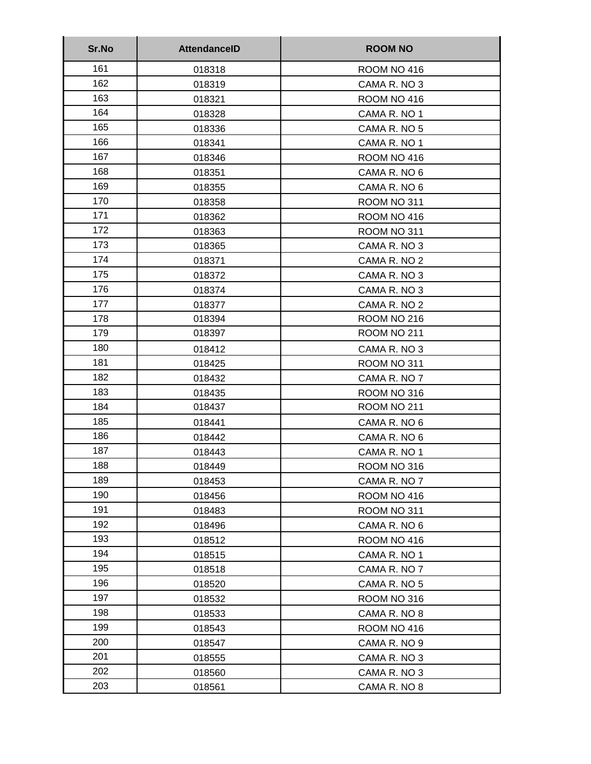| Sr.No | AttendanceID | ROOM NO |
|---|---|---|
| 161 | 018318 | ROOM NO 416 |
| 162 | 018319 | CAMA R. NO 3 |
| 163 | 018321 | ROOM NO 416 |
| 164 | 018328 | CAMA R. NO 1 |
| 165 | 018336 | CAMA R. NO 5 |
| 166 | 018341 | CAMA R. NO 1 |
| 167 | 018346 | ROOM NO 416 |
| 168 | 018351 | CAMA R. NO 6 |
| 169 | 018355 | CAMA R. NO 6 |
| 170 | 018358 | ROOM NO 311 |
| 171 | 018362 | ROOM NO 416 |
| 172 | 018363 | ROOM NO 311 |
| 173 | 018365 | CAMA R. NO 3 |
| 174 | 018371 | CAMA R. NO 2 |
| 175 | 018372 | CAMA R. NO 3 |
| 176 | 018374 | CAMA R. NO 3 |
| 177 | 018377 | CAMA R. NO 2 |
| 178 | 018394 | ROOM NO 216 |
| 179 | 018397 | ROOM NO 211 |
| 180 | 018412 | CAMA R. NO 3 |
| 181 | 018425 | ROOM NO 311 |
| 182 | 018432 | CAMA R. NO 7 |
| 183 | 018435 | ROOM NO 316 |
| 184 | 018437 | ROOM NO 211 |
| 185 | 018441 | CAMA R. NO 6 |
| 186 | 018442 | CAMA R. NO 6 |
| 187 | 018443 | CAMA R. NO 1 |
| 188 | 018449 | ROOM NO 316 |
| 189 | 018453 | CAMA R. NO 7 |
| 190 | 018456 | ROOM NO 416 |
| 191 | 018483 | ROOM NO 311 |
| 192 | 018496 | CAMA R. NO 6 |
| 193 | 018512 | ROOM NO 416 |
| 194 | 018515 | CAMA R. NO 1 |
| 195 | 018518 | CAMA R. NO 7 |
| 196 | 018520 | CAMA R. NO 5 |
| 197 | 018532 | ROOM NO 316 |
| 198 | 018533 | CAMA R. NO 8 |
| 199 | 018543 | ROOM NO 416 |
| 200 | 018547 | CAMA R. NO 9 |
| 201 | 018555 | CAMA R. NO 3 |
| 202 | 018560 | CAMA R. NO 3 |
| 203 | 018561 | CAMA R. NO 8 |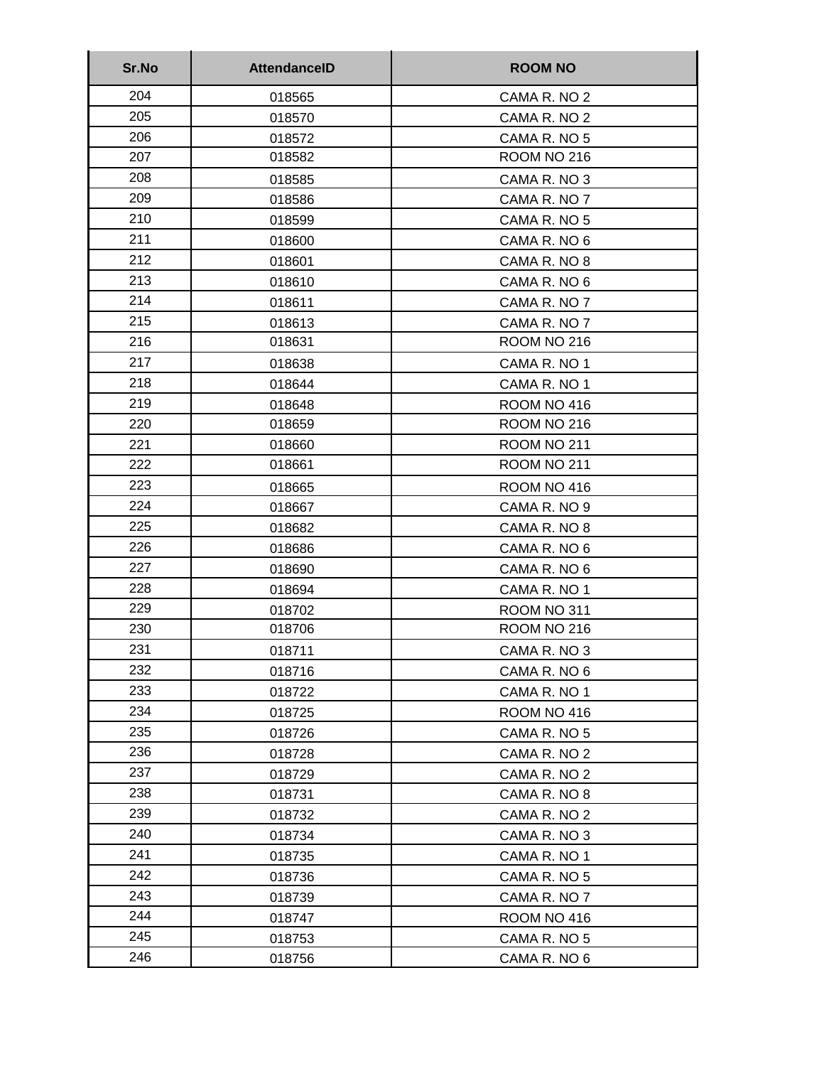| Sr.No | AttendanceID | ROOM NO |
|---|---|---|
| 204 | 018565 | CAMA R. NO 2 |
| 205 | 018570 | CAMA R. NO 2 |
| 206 | 018572 | CAMA R. NO 5 |
| 207 | 018582 | ROOM NO 216 |
| 208 | 018585 | CAMA R. NO 3 |
| 209 | 018586 | CAMA R. NO 7 |
| 210 | 018599 | CAMA R. NO 5 |
| 211 | 018600 | CAMA R. NO 6 |
| 212 | 018601 | CAMA R. NO 8 |
| 213 | 018610 | CAMA R. NO 6 |
| 214 | 018611 | CAMA R. NO 7 |
| 215 | 018613 | CAMA R. NO 7 |
| 216 | 018631 | ROOM NO 216 |
| 217 | 018638 | CAMA R. NO 1 |
| 218 | 018644 | CAMA R. NO 1 |
| 219 | 018648 | ROOM NO 416 |
| 220 | 018659 | ROOM NO 216 |
| 221 | 018660 | ROOM NO 211 |
| 222 | 018661 | ROOM NO 211 |
| 223 | 018665 | ROOM NO 416 |
| 224 | 018667 | CAMA R. NO 9 |
| 225 | 018682 | CAMA R. NO 8 |
| 226 | 018686 | CAMA R. NO 6 |
| 227 | 018690 | CAMA R. NO 6 |
| 228 | 018694 | CAMA R. NO 1 |
| 229 | 018702 | ROOM NO 311 |
| 230 | 018706 | ROOM NO 216 |
| 231 | 018711 | CAMA R. NO 3 |
| 232 | 018716 | CAMA R. NO 6 |
| 233 | 018722 | CAMA R. NO 1 |
| 234 | 018725 | ROOM NO 416 |
| 235 | 018726 | CAMA R. NO 5 |
| 236 | 018728 | CAMA R. NO 2 |
| 237 | 018729 | CAMA R. NO 2 |
| 238 | 018731 | CAMA R. NO 8 |
| 239 | 018732 | CAMA R. NO 2 |
| 240 | 018734 | CAMA R. NO 3 |
| 241 | 018735 | CAMA R. NO 1 |
| 242 | 018736 | CAMA R. NO 5 |
| 243 | 018739 | CAMA R. NO 7 |
| 244 | 018747 | ROOM NO 416 |
| 245 | 018753 | CAMA R. NO 5 |
| 246 | 018756 | CAMA R. NO 6 |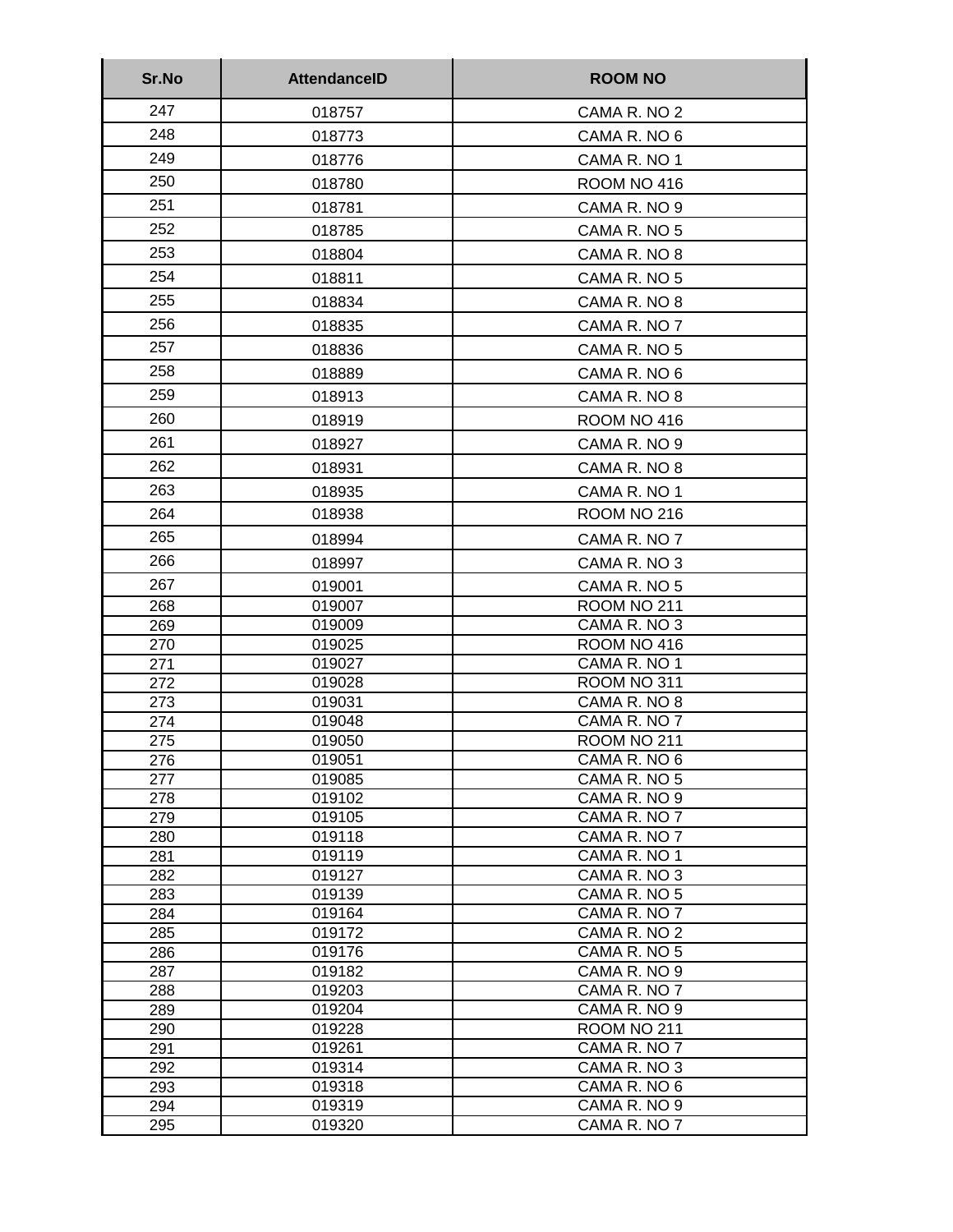| Sr.No | AttendanceID | ROOM NO |
| --- | --- | --- |
| 247 | 018757 | CAMA R. NO 2 |
| 248 | 018773 | CAMA R. NO 6 |
| 249 | 018776 | CAMA R. NO 1 |
| 250 | 018780 | ROOM NO 416 |
| 251 | 018781 | CAMA R. NO 9 |
| 252 | 018785 | CAMA R. NO 5 |
| 253 | 018804 | CAMA R. NO 8 |
| 254 | 018811 | CAMA R. NO 5 |
| 255 | 018834 | CAMA R. NO 8 |
| 256 | 018835 | CAMA R. NO 7 |
| 257 | 018836 | CAMA R. NO 5 |
| 258 | 018889 | CAMA R. NO 6 |
| 259 | 018913 | CAMA R. NO 8 |
| 260 | 018919 | ROOM NO 416 |
| 261 | 018927 | CAMA R. NO 9 |
| 262 | 018931 | CAMA R. NO 8 |
| 263 | 018935 | CAMA R. NO 1 |
| 264 | 018938 | ROOM NO 216 |
| 265 | 018994 | CAMA R. NO 7 |
| 266 | 018997 | CAMA R. NO 3 |
| 267 | 019001 | CAMA R. NO 5 |
| 268 | 019007 | ROOM NO 211 |
| 269 | 019009 | CAMA R. NO 3 |
| 270 | 019025 | ROOM NO 416 |
| 271 | 019027 | CAMA R. NO 1 |
| 272 | 019028 | ROOM NO 311 |
| 273 | 019031 | CAMA R. NO 8 |
| 274 | 019048 | CAMA R. NO 7 |
| 275 | 019050 | ROOM NO 211 |
| 276 | 019051 | CAMA R. NO 6 |
| 277 | 019085 | CAMA R. NO 5 |
| 278 | 019102 | CAMA R. NO 9 |
| 279 | 019105 | CAMA R. NO 7 |
| 280 | 019118 | CAMA R. NO 7 |
| 281 | 019119 | CAMA R. NO 1 |
| 282 | 019127 | CAMA R. NO 3 |
| 283 | 019139 | CAMA R. NO 5 |
| 284 | 019164 | CAMA R. NO 7 |
| 285 | 019172 | CAMA R. NO 2 |
| 286 | 019176 | CAMA R. NO 5 |
| 287 | 019182 | CAMA R. NO 9 |
| 288 | 019203 | CAMA R. NO 7 |
| 289 | 019204 | CAMA R. NO 9 |
| 290 | 019228 | ROOM NO 211 |
| 291 | 019261 | CAMA R. NO 7 |
| 292 | 019314 | CAMA R. NO 3 |
| 293 | 019318 | CAMA R. NO 6 |
| 294 | 019319 | CAMA R. NO 9 |
| 295 | 019320 | CAMA R. NO 7 |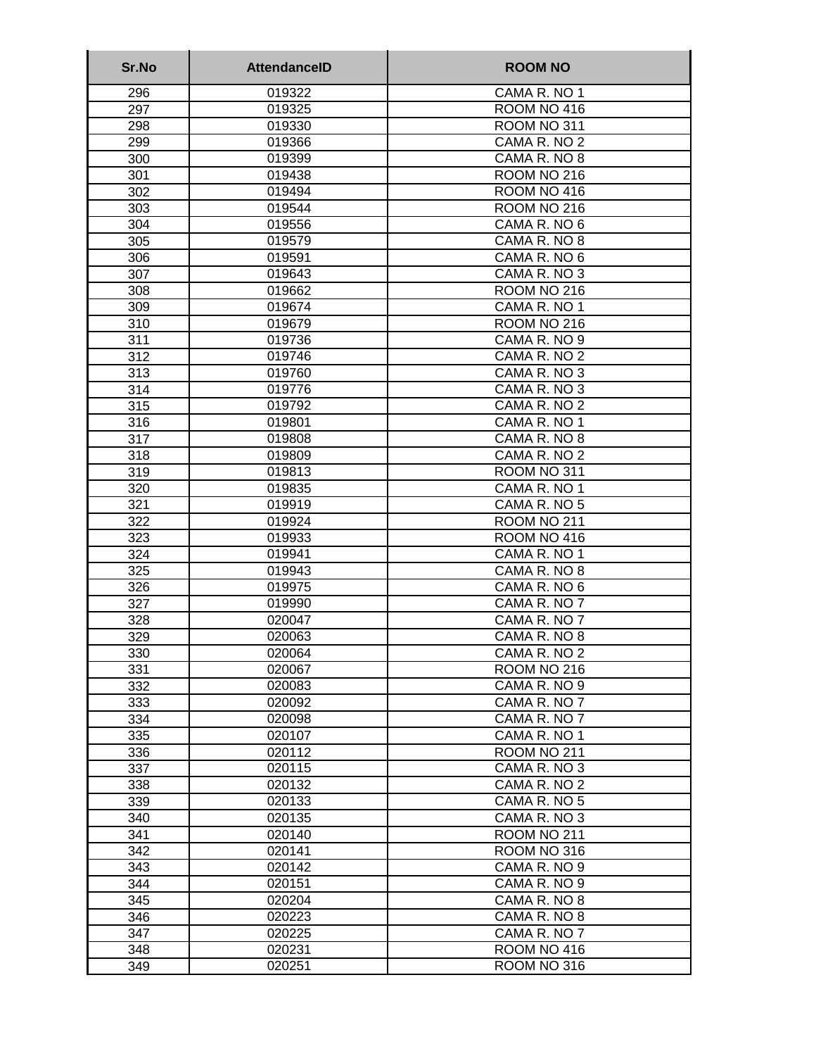| Sr.No | AttendanceID | ROOM NO |
|---|---|---|
| 296 | 019322 | CAMA R. NO 1 |
| 297 | 019325 | ROOM NO 416 |
| 298 | 019330 | ROOM NO 311 |
| 299 | 019366 | CAMA R. NO 2 |
| 300 | 019399 | CAMA R. NO 8 |
| 301 | 019438 | ROOM NO 216 |
| 302 | 019494 | ROOM NO 416 |
| 303 | 019544 | ROOM NO 216 |
| 304 | 019556 | CAMA R. NO 6 |
| 305 | 019579 | CAMA R. NO 8 |
| 306 | 019591 | CAMA R. NO 6 |
| 307 | 019643 | CAMA R. NO 3 |
| 308 | 019662 | ROOM NO 216 |
| 309 | 019674 | CAMA R. NO 1 |
| 310 | 019679 | ROOM NO 216 |
| 311 | 019736 | CAMA R. NO 9 |
| 312 | 019746 | CAMA R. NO 2 |
| 313 | 019760 | CAMA R. NO 3 |
| 314 | 019776 | CAMA R. NO 3 |
| 315 | 019792 | CAMA R. NO 2 |
| 316 | 019801 | CAMA R. NO 1 |
| 317 | 019808 | CAMA R. NO 8 |
| 318 | 019809 | CAMA R. NO 2 |
| 319 | 019813 | ROOM NO 311 |
| 320 | 019835 | CAMA R. NO 1 |
| 321 | 019919 | CAMA R. NO 5 |
| 322 | 019924 | ROOM NO 211 |
| 323 | 019933 | ROOM NO 416 |
| 324 | 019941 | CAMA R. NO 1 |
| 325 | 019943 | CAMA R. NO 8 |
| 326 | 019975 | CAMA R. NO 6 |
| 327 | 019990 | CAMA R. NO 7 |
| 328 | 020047 | CAMA R. NO 7 |
| 329 | 020063 | CAMA R. NO 8 |
| 330 | 020064 | CAMA R. NO 2 |
| 331 | 020067 | ROOM NO 216 |
| 332 | 020083 | CAMA R. NO 9 |
| 333 | 020092 | CAMA R. NO 7 |
| 334 | 020098 | CAMA R. NO 7 |
| 335 | 020107 | CAMA R. NO 1 |
| 336 | 020112 | ROOM NO 211 |
| 337 | 020115 | CAMA R. NO 3 |
| 338 | 020132 | CAMA R. NO 2 |
| 339 | 020133 | CAMA R. NO 5 |
| 340 | 020135 | CAMA R. NO 3 |
| 341 | 020140 | ROOM NO 211 |
| 342 | 020141 | ROOM NO 316 |
| 343 | 020142 | CAMA R. NO 9 |
| 344 | 020151 | CAMA R. NO 9 |
| 345 | 020204 | CAMA R. NO 8 |
| 346 | 020223 | CAMA R. NO 8 |
| 347 | 020225 | CAMA R. NO 7 |
| 348 | 020231 | ROOM NO 416 |
| 349 | 020251 | ROOM NO 316 |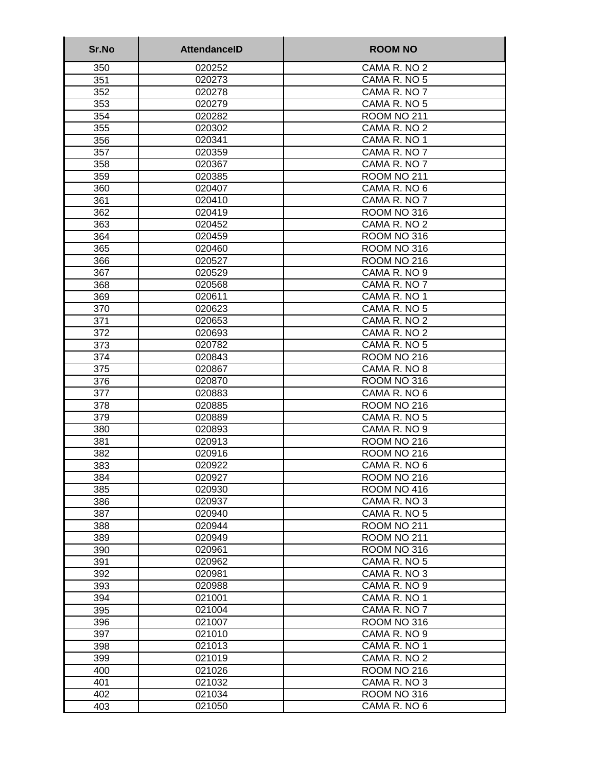| Sr.No | AttendanceID | ROOM NO |
|---|---|---|
| 350 | 020252 | CAMA R. NO 2 |
| 351 | 020273 | CAMA R. NO 5 |
| 352 | 020278 | CAMA R. NO 7 |
| 353 | 020279 | CAMA R. NO 5 |
| 354 | 020282 | ROOM NO 211 |
| 355 | 020302 | CAMA R. NO 2 |
| 356 | 020341 | CAMA R. NO 1 |
| 357 | 020359 | CAMA R. NO 7 |
| 358 | 020367 | CAMA R. NO 7 |
| 359 | 020385 | ROOM NO 211 |
| 360 | 020407 | CAMA R. NO 6 |
| 361 | 020410 | CAMA R. NO 7 |
| 362 | 020419 | ROOM NO 316 |
| 363 | 020452 | CAMA R. NO 2 |
| 364 | 020459 | ROOM NO 316 |
| 365 | 020460 | ROOM NO 316 |
| 366 | 020527 | ROOM NO 216 |
| 367 | 020529 | CAMA R. NO 9 |
| 368 | 020568 | CAMA R. NO 7 |
| 369 | 020611 | CAMA R. NO 1 |
| 370 | 020623 | CAMA R. NO 5 |
| 371 | 020653 | CAMA R. NO 2 |
| 372 | 020693 | CAMA R. NO 2 |
| 373 | 020782 | CAMA R. NO 5 |
| 374 | 020843 | ROOM NO 216 |
| 375 | 020867 | CAMA R. NO 8 |
| 376 | 020870 | ROOM NO 316 |
| 377 | 020883 | CAMA R. NO 6 |
| 378 | 020885 | ROOM NO 216 |
| 379 | 020889 | CAMA R. NO 5 |
| 380 | 020893 | CAMA R. NO 9 |
| 381 | 020913 | ROOM NO 216 |
| 382 | 020916 | ROOM NO 216 |
| 383 | 020922 | CAMA R. NO 6 |
| 384 | 020927 | ROOM NO 216 |
| 385 | 020930 | ROOM NO 416 |
| 386 | 020937 | CAMA R. NO 3 |
| 387 | 020940 | CAMA R. NO 5 |
| 388 | 020944 | ROOM NO 211 |
| 389 | 020949 | ROOM NO 211 |
| 390 | 020961 | ROOM NO 316 |
| 391 | 020962 | CAMA R. NO 5 |
| 392 | 020981 | CAMA R. NO 3 |
| 393 | 020988 | CAMA R. NO 9 |
| 394 | 021001 | CAMA R. NO 1 |
| 395 | 021004 | CAMA R. NO 7 |
| 396 | 021007 | ROOM NO 316 |
| 397 | 021010 | CAMA R. NO 9 |
| 398 | 021013 | CAMA R. NO 1 |
| 399 | 021019 | CAMA R. NO 2 |
| 400 | 021026 | ROOM NO 216 |
| 401 | 021032 | CAMA R. NO 3 |
| 402 | 021034 | ROOM NO 316 |
| 403 | 021050 | CAMA R. NO 6 |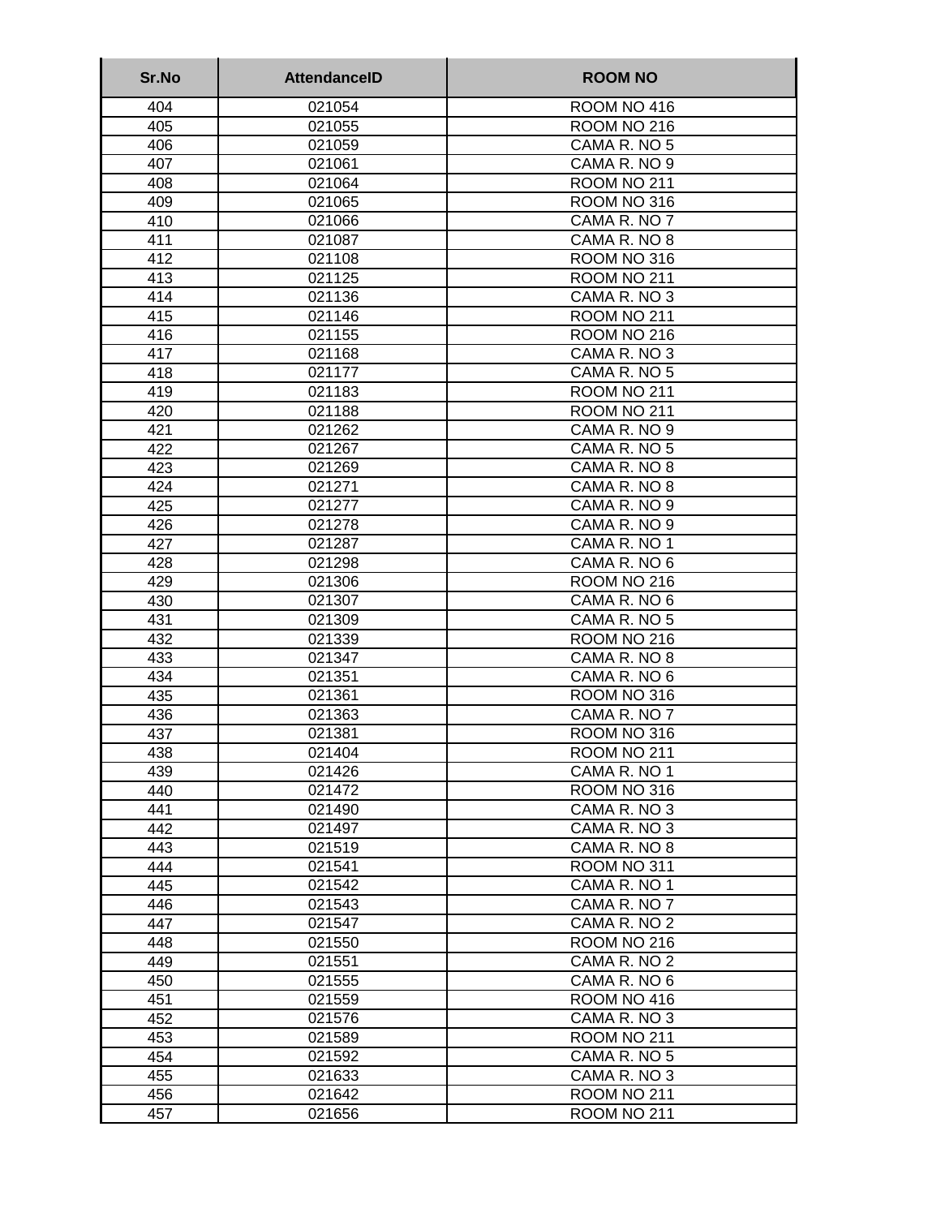| Sr.No | AttendanceID | ROOM NO |
|---|---|---|
| 404 | 021054 | ROOM NO 416 |
| 405 | 021055 | ROOM NO 216 |
| 406 | 021059 | CAMA R. NO 5 |
| 407 | 021061 | CAMA R. NO 9 |
| 408 | 021064 | ROOM NO 211 |
| 409 | 021065 | ROOM NO 316 |
| 410 | 021066 | CAMA R. NO 7 |
| 411 | 021087 | CAMA R. NO 8 |
| 412 | 021108 | ROOM NO 316 |
| 413 | 021125 | ROOM NO 211 |
| 414 | 021136 | CAMA R. NO 3 |
| 415 | 021146 | ROOM NO 211 |
| 416 | 021155 | ROOM NO 216 |
| 417 | 021168 | CAMA R. NO 3 |
| 418 | 021177 | CAMA R. NO 5 |
| 419 | 021183 | ROOM NO 211 |
| 420 | 021188 | ROOM NO 211 |
| 421 | 021262 | CAMA R. NO 9 |
| 422 | 021267 | CAMA R. NO 5 |
| 423 | 021269 | CAMA R. NO 8 |
| 424 | 021271 | CAMA R. NO 8 |
| 425 | 021277 | CAMA R. NO 9 |
| 426 | 021278 | CAMA R. NO 9 |
| 427 | 021287 | CAMA R. NO 1 |
| 428 | 021298 | CAMA R. NO 6 |
| 429 | 021306 | ROOM NO 216 |
| 430 | 021307 | CAMA R. NO 6 |
| 431 | 021309 | CAMA R. NO 5 |
| 432 | 021339 | ROOM NO 216 |
| 433 | 021347 | CAMA R. NO 8 |
| 434 | 021351 | CAMA R. NO 6 |
| 435 | 021361 | ROOM NO 316 |
| 436 | 021363 | CAMA R. NO 7 |
| 437 | 021381 | ROOM NO 316 |
| 438 | 021404 | ROOM NO 211 |
| 439 | 021426 | CAMA R. NO 1 |
| 440 | 021472 | ROOM NO 316 |
| 441 | 021490 | CAMA R. NO 3 |
| 442 | 021497 | CAMA R. NO 3 |
| 443 | 021519 | CAMA R. NO 8 |
| 444 | 021541 | ROOM NO 311 |
| 445 | 021542 | CAMA R. NO 1 |
| 446 | 021543 | CAMA R. NO 7 |
| 447 | 021547 | CAMA R. NO 2 |
| 448 | 021550 | ROOM NO 216 |
| 449 | 021551 | CAMA R. NO 2 |
| 450 | 021555 | CAMA R. NO 6 |
| 451 | 021559 | ROOM NO 416 |
| 452 | 021576 | CAMA R. NO 3 |
| 453 | 021589 | ROOM NO 211 |
| 454 | 021592 | CAMA R. NO 5 |
| 455 | 021633 | CAMA R. NO 3 |
| 456 | 021642 | ROOM NO 211 |
| 457 | 021656 | ROOM NO 211 |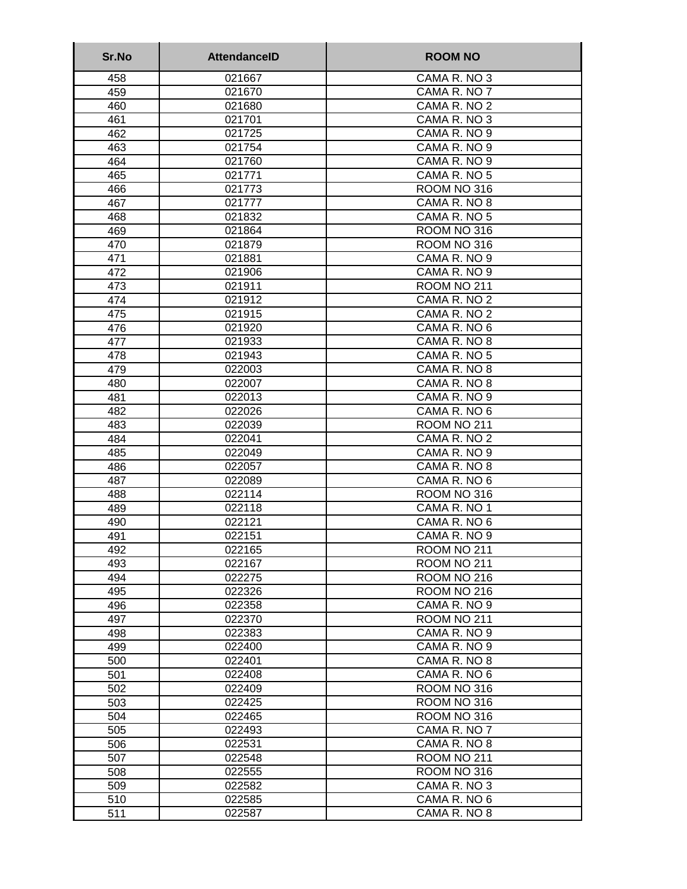| Sr.No | AttendanceID | ROOM NO |
| --- | --- | --- |
| 458 | 021667 | CAMA R. NO 3 |
| 459 | 021670 | CAMA R. NO 7 |
| 460 | 021680 | CAMA R. NO 2 |
| 461 | 021701 | CAMA R. NO 3 |
| 462 | 021725 | CAMA R. NO 9 |
| 463 | 021754 | CAMA R. NO 9 |
| 464 | 021760 | CAMA R. NO 9 |
| 465 | 021771 | CAMA R. NO 5 |
| 466 | 021773 | ROOM NO 316 |
| 467 | 021777 | CAMA R. NO 8 |
| 468 | 021832 | CAMA R. NO 5 |
| 469 | 021864 | ROOM NO 316 |
| 470 | 021879 | ROOM NO 316 |
| 471 | 021881 | CAMA R. NO 9 |
| 472 | 021906 | CAMA R. NO 9 |
| 473 | 021911 | ROOM NO 211 |
| 474 | 021912 | CAMA R. NO 2 |
| 475 | 021915 | CAMA R. NO 2 |
| 476 | 021920 | CAMA R. NO 6 |
| 477 | 021933 | CAMA R. NO 8 |
| 478 | 021943 | CAMA R. NO 5 |
| 479 | 022003 | CAMA R. NO 8 |
| 480 | 022007 | CAMA R. NO 8 |
| 481 | 022013 | CAMA R. NO 9 |
| 482 | 022026 | CAMA R. NO 6 |
| 483 | 022039 | ROOM NO 211 |
| 484 | 022041 | CAMA R. NO 2 |
| 485 | 022049 | CAMA R. NO 9 |
| 486 | 022057 | CAMA R. NO 8 |
| 487 | 022089 | CAMA R. NO 6 |
| 488 | 022114 | ROOM NO 316 |
| 489 | 022118 | CAMA R. NO 1 |
| 490 | 022121 | CAMA R. NO 6 |
| 491 | 022151 | CAMA R. NO 9 |
| 492 | 022165 | ROOM NO 211 |
| 493 | 022167 | ROOM NO 211 |
| 494 | 022275 | ROOM NO 216 |
| 495 | 022326 | ROOM NO 216 |
| 496 | 022358 | CAMA R. NO 9 |
| 497 | 022370 | ROOM NO 211 |
| 498 | 022383 | CAMA R. NO 9 |
| 499 | 022400 | CAMA R. NO 9 |
| 500 | 022401 | CAMA R. NO 8 |
| 501 | 022408 | CAMA R. NO 6 |
| 502 | 022409 | ROOM NO 316 |
| 503 | 022425 | ROOM NO 316 |
| 504 | 022465 | ROOM NO 316 |
| 505 | 022493 | CAMA R. NO 7 |
| 506 | 022531 | CAMA R. NO 8 |
| 507 | 022548 | ROOM NO 211 |
| 508 | 022555 | ROOM NO 316 |
| 509 | 022582 | CAMA R. NO 3 |
| 510 | 022585 | CAMA R. NO 6 |
| 511 | 022587 | CAMA R. NO 8 |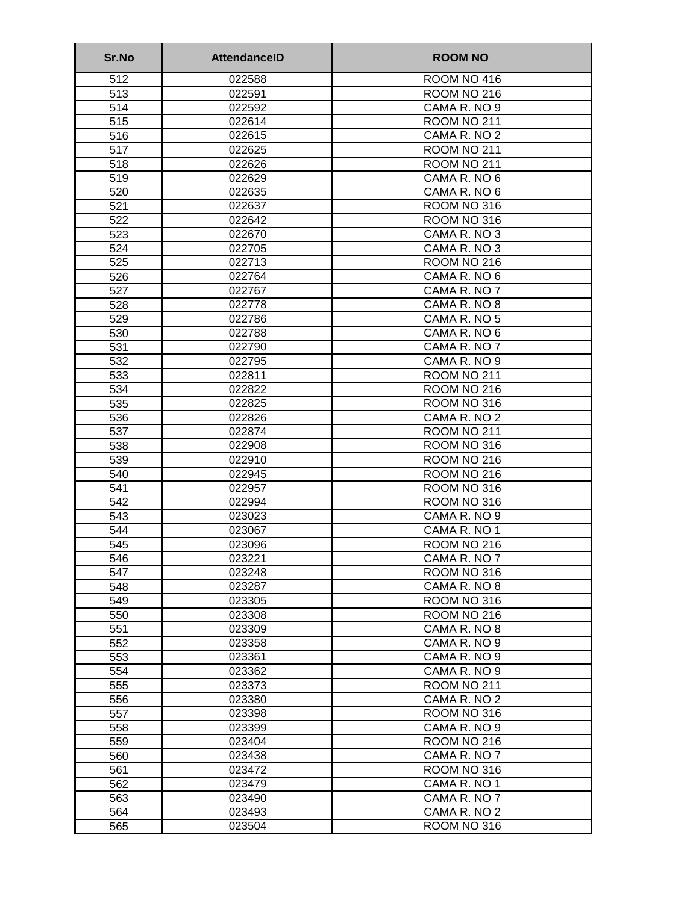| Sr.No | AttendanceID | ROOM NO |
| --- | --- | --- |
| 512 | 022588 | ROOM NO 416 |
| 513 | 022591 | ROOM NO 216 |
| 514 | 022592 | CAMA R. NO 9 |
| 515 | 022614 | ROOM NO 211 |
| 516 | 022615 | CAMA R. NO 2 |
| 517 | 022625 | ROOM NO 211 |
| 518 | 022626 | ROOM NO 211 |
| 519 | 022629 | CAMA R. NO 6 |
| 520 | 022635 | CAMA R. NO 6 |
| 521 | 022637 | ROOM NO 316 |
| 522 | 022642 | ROOM NO 316 |
| 523 | 022670 | CAMA R. NO 3 |
| 524 | 022705 | CAMA R. NO 3 |
| 525 | 022713 | ROOM NO 216 |
| 526 | 022764 | CAMA R. NO 6 |
| 527 | 022767 | CAMA R. NO 7 |
| 528 | 022778 | CAMA R. NO 8 |
| 529 | 022786 | CAMA R. NO 5 |
| 530 | 022788 | CAMA R. NO 6 |
| 531 | 022790 | CAMA R. NO 7 |
| 532 | 022795 | CAMA R. NO 9 |
| 533 | 022811 | ROOM NO 211 |
| 534 | 022822 | ROOM NO 216 |
| 535 | 022825 | ROOM NO 316 |
| 536 | 022826 | CAMA R. NO 2 |
| 537 | 022874 | ROOM NO 211 |
| 538 | 022908 | ROOM NO 316 |
| 539 | 022910 | ROOM NO 216 |
| 540 | 022945 | ROOM NO 216 |
| 541 | 022957 | ROOM NO 316 |
| 542 | 022994 | ROOM NO 316 |
| 543 | 023023 | CAMA R. NO 9 |
| 544 | 023067 | CAMA R. NO 1 |
| 545 | 023096 | ROOM NO 216 |
| 546 | 023221 | CAMA R. NO 7 |
| 547 | 023248 | ROOM NO 316 |
| 548 | 023287 | CAMA R. NO 8 |
| 549 | 023305 | ROOM NO 316 |
| 550 | 023308 | ROOM NO 216 |
| 551 | 023309 | CAMA R. NO 8 |
| 552 | 023358 | CAMA R. NO 9 |
| 553 | 023361 | CAMA R. NO 9 |
| 554 | 023362 | CAMA R. NO 9 |
| 555 | 023373 | ROOM NO 211 |
| 556 | 023380 | CAMA R. NO 2 |
| 557 | 023398 | ROOM NO 316 |
| 558 | 023399 | CAMA R. NO 9 |
| 559 | 023404 | ROOM NO 216 |
| 560 | 023438 | CAMA R. NO 7 |
| 561 | 023472 | ROOM NO 316 |
| 562 | 023479 | CAMA R. NO 1 |
| 563 | 023490 | CAMA R. NO 7 |
| 564 | 023493 | CAMA R. NO 2 |
| 565 | 023504 | ROOM NO 316 |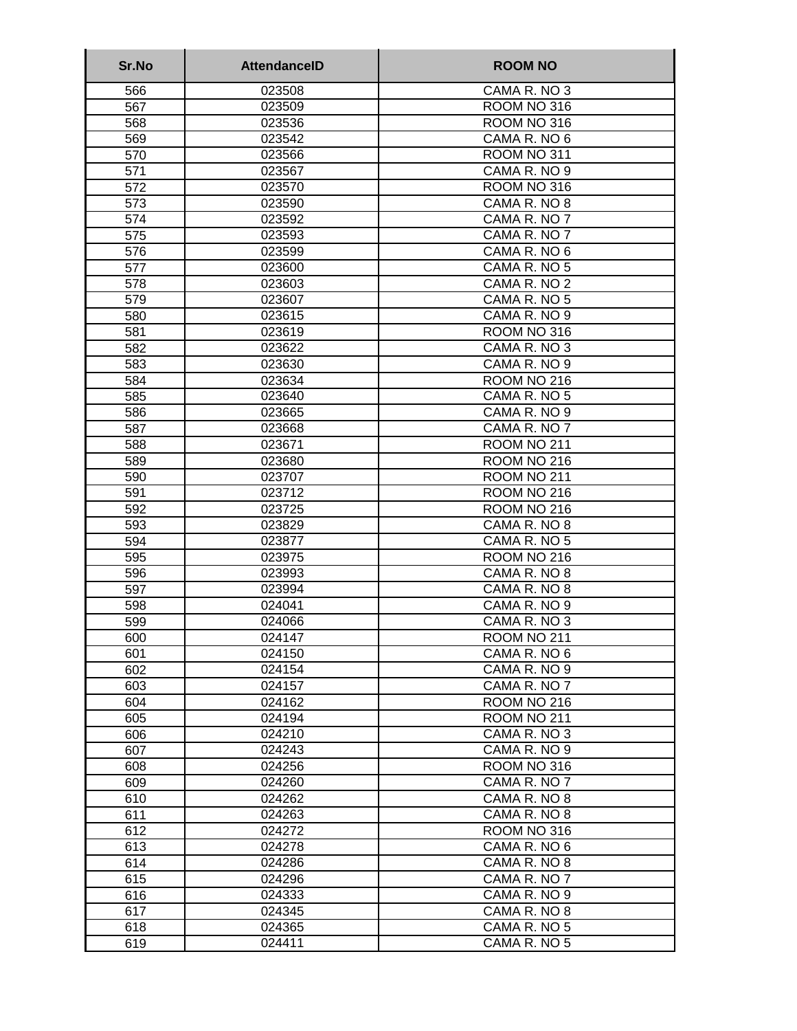| Sr.No | AttendanceID | ROOM NO |
|---|---|---|
| 566 | 023508 | CAMA R. NO 3 |
| 567 | 023509 | ROOM NO 316 |
| 568 | 023536 | ROOM NO 316 |
| 569 | 023542 | CAMA R. NO 6 |
| 570 | 023566 | ROOM NO 311 |
| 571 | 023567 | CAMA R. NO 9 |
| 572 | 023570 | ROOM NO 316 |
| 573 | 023590 | CAMA R. NO 8 |
| 574 | 023592 | CAMA R. NO 7 |
| 575 | 023593 | CAMA R. NO 7 |
| 576 | 023599 | CAMA R. NO 6 |
| 577 | 023600 | CAMA R. NO 5 |
| 578 | 023603 | CAMA R. NO 2 |
| 579 | 023607 | CAMA R. NO 5 |
| 580 | 023615 | CAMA R. NO 9 |
| 581 | 023619 | ROOM NO 316 |
| 582 | 023622 | CAMA R. NO 3 |
| 583 | 023630 | CAMA R. NO 9 |
| 584 | 023634 | ROOM NO 216 |
| 585 | 023640 | CAMA R. NO 5 |
| 586 | 023665 | CAMA R. NO 9 |
| 587 | 023668 | CAMA R. NO 7 |
| 588 | 023671 | ROOM NO 211 |
| 589 | 023680 | ROOM NO 216 |
| 590 | 023707 | ROOM NO 211 |
| 591 | 023712 | ROOM NO 216 |
| 592 | 023725 | ROOM NO 216 |
| 593 | 023829 | CAMA R. NO 8 |
| 594 | 023877 | CAMA R. NO 5 |
| 595 | 023975 | ROOM NO 216 |
| 596 | 023993 | CAMA R. NO 8 |
| 597 | 023994 | CAMA R. NO 8 |
| 598 | 024041 | CAMA R. NO 9 |
| 599 | 024066 | CAMA R. NO 3 |
| 600 | 024147 | ROOM NO 211 |
| 601 | 024150 | CAMA R. NO 6 |
| 602 | 024154 | CAMA R. NO 9 |
| 603 | 024157 | CAMA R. NO 7 |
| 604 | 024162 | ROOM NO 216 |
| 605 | 024194 | ROOM NO 211 |
| 606 | 024210 | CAMA R. NO 3 |
| 607 | 024243 | CAMA R. NO 9 |
| 608 | 024256 | ROOM NO 316 |
| 609 | 024260 | CAMA R. NO 7 |
| 610 | 024262 | CAMA R. NO 8 |
| 611 | 024263 | CAMA R. NO 8 |
| 612 | 024272 | ROOM NO 316 |
| 613 | 024278 | CAMA R. NO 6 |
| 614 | 024286 | CAMA R. NO 8 |
| 615 | 024296 | CAMA R. NO 7 |
| 616 | 024333 | CAMA R. NO 9 |
| 617 | 024345 | CAMA R. NO 8 |
| 618 | 024365 | CAMA R. NO 5 |
| 619 | 024411 | CAMA R. NO 5 |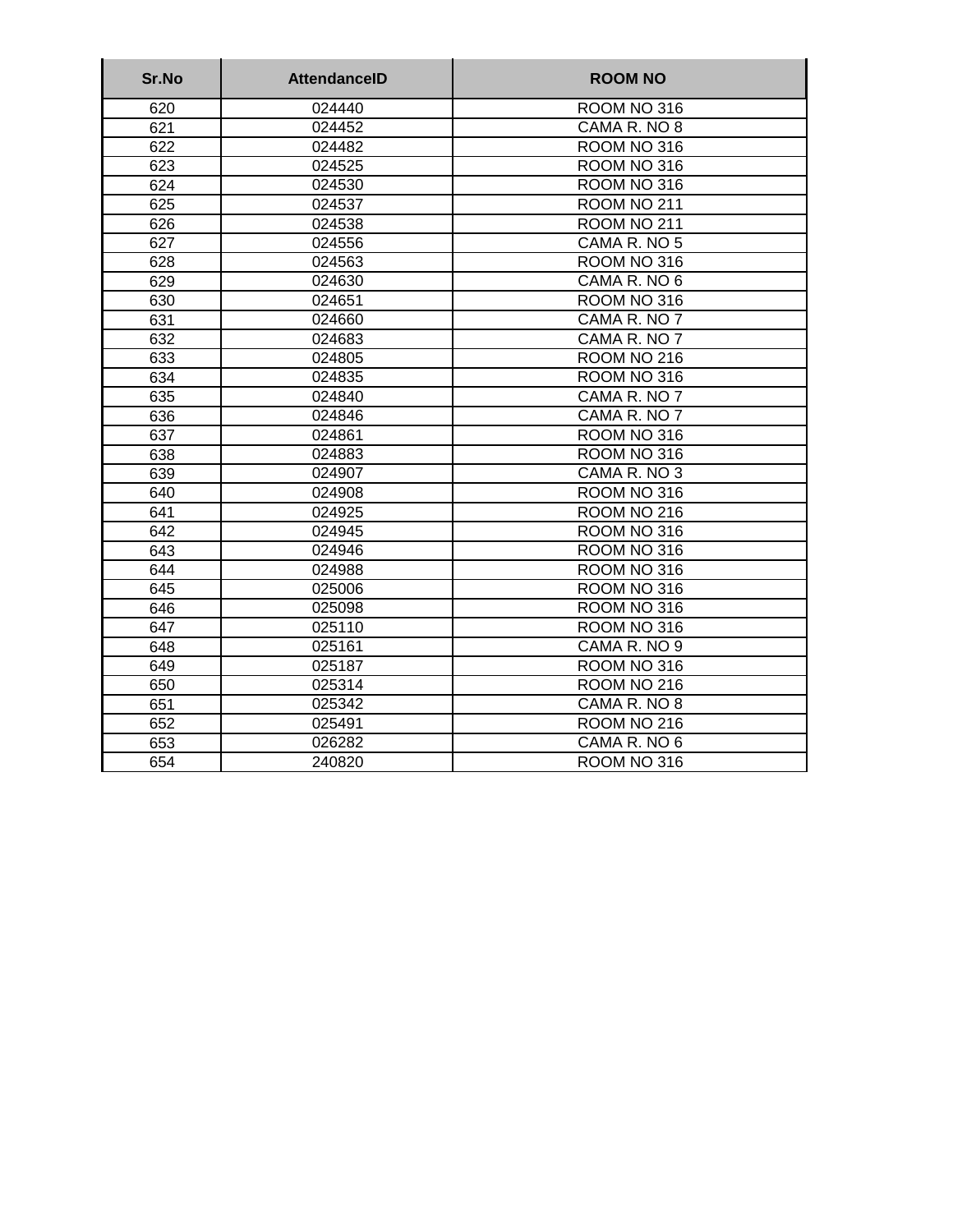| Sr.No | AttendanceID | ROOM NO |
| --- | --- | --- |
| 620 | 024440 | ROOM NO 316 |
| 621 | 024452 | CAMA R. NO 8 |
| 622 | 024482 | ROOM NO 316 |
| 623 | 024525 | ROOM NO 316 |
| 624 | 024530 | ROOM NO 316 |
| 625 | 024537 | ROOM NO 211 |
| 626 | 024538 | ROOM NO 211 |
| 627 | 024556 | CAMA R. NO 5 |
| 628 | 024563 | ROOM NO 316 |
| 629 | 024630 | CAMA R. NO 6 |
| 630 | 024651 | ROOM NO 316 |
| 631 | 024660 | CAMA R. NO 7 |
| 632 | 024683 | CAMA R. NO 7 |
| 633 | 024805 | ROOM NO 216 |
| 634 | 024835 | ROOM NO 316 |
| 635 | 024840 | CAMA R. NO 7 |
| 636 | 024846 | CAMA R. NO 7 |
| 637 | 024861 | ROOM NO 316 |
| 638 | 024883 | ROOM NO 316 |
| 639 | 024907 | CAMA R. NO 3 |
| 640 | 024908 | ROOM NO 316 |
| 641 | 024925 | ROOM NO 216 |
| 642 | 024945 | ROOM NO 316 |
| 643 | 024946 | ROOM NO 316 |
| 644 | 024988 | ROOM NO 316 |
| 645 | 025006 | ROOM NO 316 |
| 646 | 025098 | ROOM NO 316 |
| 647 | 025110 | ROOM NO 316 |
| 648 | 025161 | CAMA R. NO 9 |
| 649 | 025187 | ROOM NO 316 |
| 650 | 025314 | ROOM NO 216 |
| 651 | 025342 | CAMA R. NO 8 |
| 652 | 025491 | ROOM NO 216 |
| 653 | 026282 | CAMA R. NO 6 |
| 654 | 240820 | ROOM NO 316 |